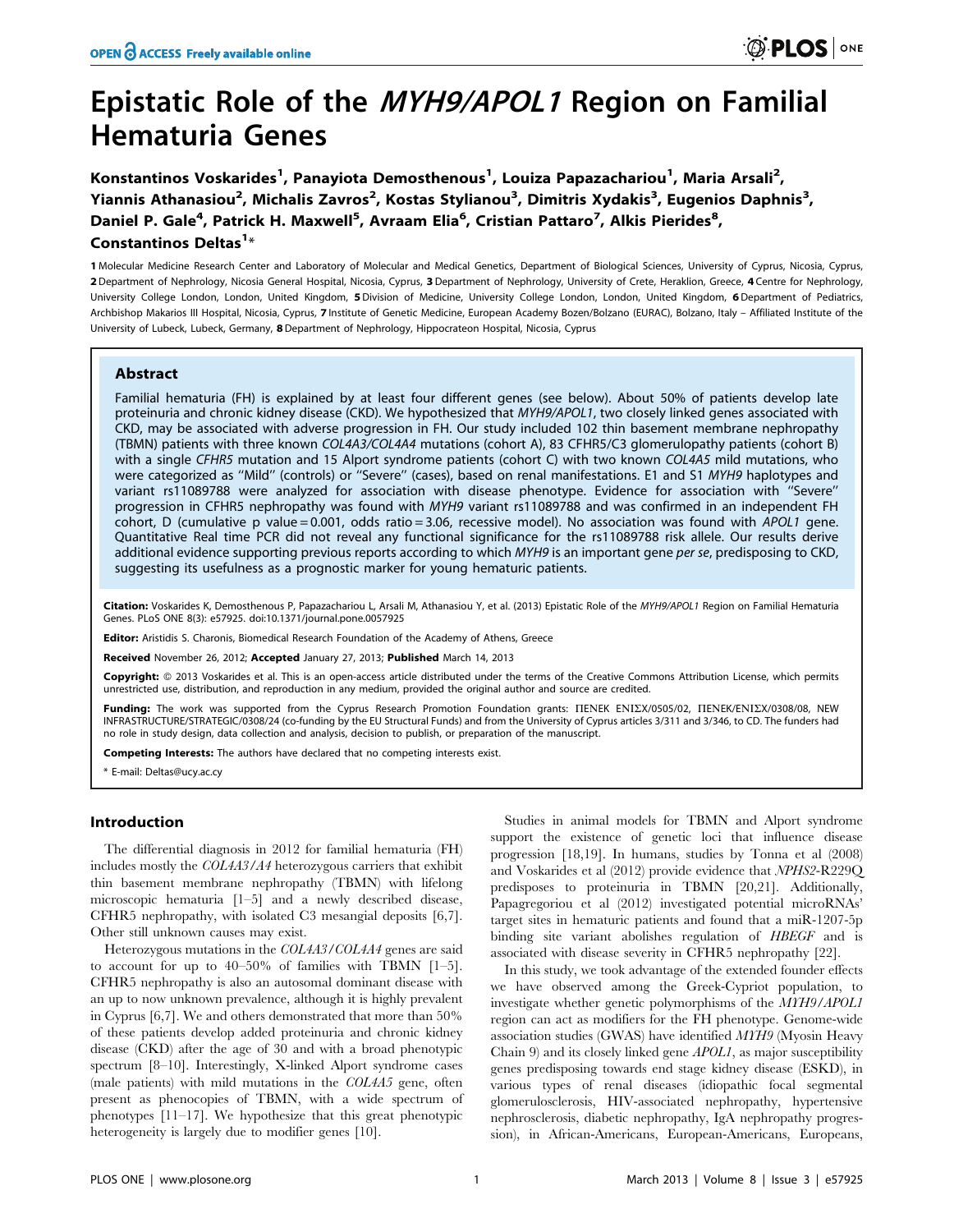# Epistatic Role of the *MYH9/APOL1* Region on Familial Hematuria Genes

**Konstantinos Voskarides[1], Panayiota Demosthenous[1], Louiza Papazachariou[1], Maria Arsali[2], Yiannis Athanasiou[2], Michalis Zavros[2], Kostas Stylianou[3], Dimitris Xydakis[3], Eugenios Daphnis[3], Daniel P. Gale[4], Patrick H. Maxwell[5], Avraam Elia[6], Cristian Pattaro[7], Alkis Pierides[8], Constantinos Deltas[1]***

1 Molecular Medicine Research Center and Laboratory of Molecular and Medical Genetics, Department of Biological Sciences, University of Cyprus, Nicosia, Cyprus, 2 Department of Nephrology, Nicosia General Hospital, Nicosia, Cyprus, 3 Department of Nephrology, University of Crete, Heraklion, Greece, 4 Centre for Nephrology, University College London, London, United Kingdom, 5 Division of Medicine, University College London, London, United Kingdom, 6 Department of Pediatrics, Archbishop Makarios III Hospital, Nicosia, Cyprus, 7 Institute of Genetic Medicine, European Academy Bozen/Bolzano (EURAC), Bolzano, Italy – Affiliated Institute of the University of Lubeck, Lubeck, Germany, 8 Department of Nephrology, Hippocrateon Hospital, Nicosia, Cyprus

## Abstract

Familial hematuria (FH) is explained by at least four different genes (see below). About 50% of patients develop late proteinuria and chronic kidney disease (CKD). We hypothesized that *MYH9/APOL1*, two closely linked genes associated with CKD, may be associated with adverse progression in FH. Our study included 102 thin basement membrane nephropathy (TBMN) patients with three known *COL4A3/COL4A4* mutations (cohort A), 83 CFHR5/C3 glomerulopathy patients (cohort B) with a single *CFHR5* mutation and 15 Alport syndrome patients (cohort C) with two known *COL4A5* mild mutations, who were categorized as ''Mild'' (controls) or ''Severe'' (cases), based on renal manifestations. E1 and S1 *MYH9* haplotypes and variant rs11089788 were analyzed for association with disease phenotype. Evidence for association with ''Severe'' progression in CFHR5 nephropathy was found with *MYH9* variant rs11089788 and was confirmed in an independent FH cohort, D (cumulative p value = 0.001, odds ratio = 3.06, recessive model). No association was found with *APOL1* gene. Quantitative Real time PCR did not reveal any functional significance for the rs11089788 risk allele. Our results derive additional evidence supporting previous reports according to which *MYH9* is an important gene *per se*, predisposing to CKD, suggesting its usefulness as a prognostic marker for young hematuric patients.

**Citation:** Voskarides K, Demosthenous P, Papazachariou L, Arsali M, Athanasiou Y, et al. (2013) Epistatic Role of the *MYH9/APOL1* Region on Familial Hematuria Genes. PLoS ONE 8(3): e57925. doi:10.1371/journal.pone.0057925

**Editor:** Aristidis S. Charonis, Biomedical Research Foundation of the Academy of Athens, Greece

**Received** November 26, 2012; **Accepted** January 27, 2013; **Published** March 14, 2013

**Copyright:** © 2013 Voskarides et al. This is an open-access article distributed under the terms of the Creative Commons Attribution License, which permits unrestricted use, distribution, and reproduction in any medium, provided the original author and source are credited.

**Funding:** The work was supported from the Cyprus Research Promotion Foundation grants: ΠΕΝΕΚ ΕΝΙΣΧ/0505/02, ΠΕΝΕΚ/ΕΝΙΣΧ/0308/08, NEW INFRASTRUCTURE/STRATEGIC/0308/24 (co-funding by the EU Structural Funds) and from the University of Cyprus articles 3/311 and 3/346, to CD. The funders had no role in study design, data collection and analysis, decision to publish, or preparation of the manuscript.

**Competing Interests:** The authors have declared that no competing interests exist.

\* E-mail: Deltas@ucy.ac.cy

## Introduction

The differential diagnosis in 2012 for familial hematuria (FH) includes mostly the *COL4A3/A4* heterozygous carriers that exhibit thin basement membrane nephropathy (TBMN) with lifelong microscopic hematuria [1–5] and a newly described disease, CFHR5 nephropathy, with isolated C3 mesangial deposits [6,7]. Other still unknown causes may exist.

Heterozygous mutations in the *COL4A3/COL4A4* genes are said to account for up to 40–50% of families with TBMN [1–5]. CFHR5 nephropathy is also an autosomal dominant disease with an up to now unknown prevalence, although it is highly prevalent in Cyprus [6,7]. We and others demonstrated that more than 50% of these patients develop added proteinuria and chronic kidney disease (CKD) after the age of 30 and with a broad phenotypic spectrum [8–10]. Interestingly, X-linked Alport syndrome cases (male patients) with mild mutations in the *COL4A5* gene, often present as phenocopies of TBMN, with a wide spectrum of phenotypes [11–17]. We hypothesize that this great phenotypic heterogeneity is largely due to modifier genes [10].

Studies in animal models for TBMN and Alport syndrome support the existence of genetic loci that influence disease progression [18,19]. In humans, studies by Tonna et al (2008) and Voskarides et al (2012) provide evidence that *NPHS2*-R229Q predisposes to proteinuria in TBMN [20,21]. Additionally, Papagregoriou et al (2012) investigated potential microRNAs' target sites in hematuric patients and found that a miR-1207-5p binding site variant abolishes regulation of *HBEGF* and is associated with disease severity in CFHR5 nephropathy [22].

In this study, we took advantage of the extended founder effects we have observed among the Greek-Cypriot population, to investigate whether genetic polymorphisms of the *MYH9/APOL1* region can act as modifiers for the FH phenotype. Genome-wide association studies (GWAS) have identified *MYH9* (Myosin Heavy Chain 9) and its closely linked gene *APOL1*, as major susceptibility genes predisposing towards end stage kidney disease (ESKD), in various types of renal diseases (idiopathic focal segmental glomerulosclerosis, HIV-associated nephropathy, hypertensive nephrosclerosis, diabetic nephropathy, IgA nephropathy progression), in African-Americans, European-Americans, Europeans,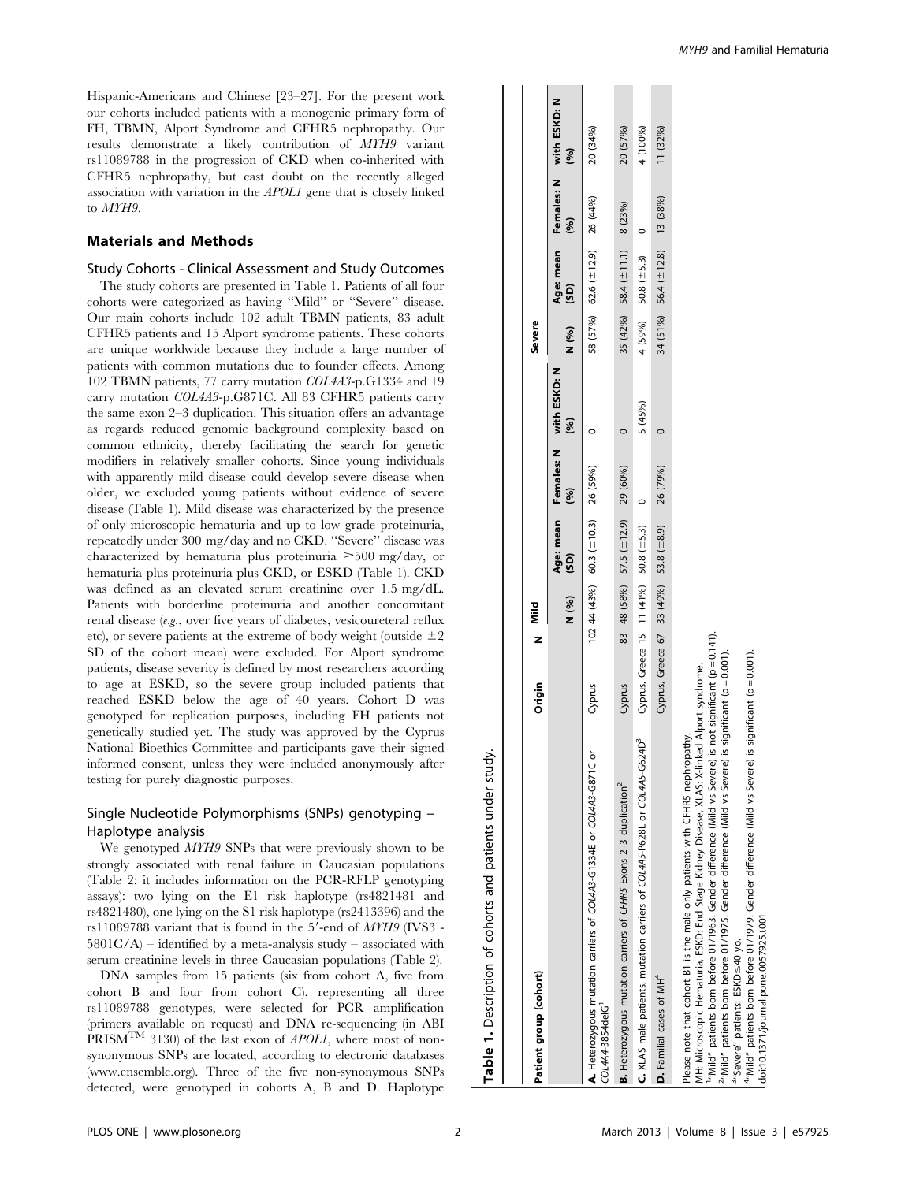Hispanic-Americans and Chinese [23–27]. For the present work our cohorts included patients with a monogenic primary form of FH, TBMN, Alport Syndrome and CFHR5 nephropathy. Our results demonstrate a likely contribution of *MYH9* variant rs11089788 in the progression of CKD when co-inherited with CFHR5 nephropathy, but cast doubt on the recently alleged association with variation in the *APOL1* gene that is closely linked to *MYH9*.

## Materials and Methods

### Study Cohorts - Clinical Assessment and Study Outcomes

The study cohorts are presented in Table 1. Patients of all four cohorts were categorized as having "Mild" or "Severe" disease. Our main cohorts include 102 adult TBMN patients, 83 adult CFHR5 patients and 15 Alport syndrome patients. These cohorts are unique worldwide because they include a large number of patients with common mutations due to founder effects. Among 102 TBMN patients, 77 carry mutation *COL4A3*-p.G1334 and 19 carry mutation *COL4A3*-p.G871C. All 83 CFHR5 patients carry the same exon 2–3 duplication. This situation offers an advantage as regards reduced genomic background complexity based on common ethnicity, thereby facilitating the search for genetic modifiers in relatively smaller cohorts. Since young individuals with apparently mild disease could develop severe disease when older, we excluded young patients without evidence of severe disease (Table 1). Mild disease was characterized by the presence of only microscopic hematuria and up to low grade proteinuria, repeatedly under 300 mg/day and no CKD. "Severe" disease was characterized by hematuria plus proteinuria ≥500 mg/day, or hematuria plus proteinuria plus CKD, or ESKD (Table 1). CKD was defined as an elevated serum creatinine over 1.5 mg/dL. Patients with borderline proteinuria and another concomitant renal disease (*e.g.*, over five years of diabetes, vesicoureteral reflux etc), or severe patients at the extreme of body weight (outside ±2 SD of the cohort mean) were excluded. For Alport syndrome patients, disease severity is defined by most researchers according to age at ESKD, so the severe group included patients that reached ESKD below the age of 40 years. Cohort D was genotyped for replication purposes, including FH patients not genetically studied yet. The study was approved by the Cyprus National Bioethics Committee and participants gave their signed informed consent, unless they were included anonymously after testing for purely diagnostic purposes.

### Single Nucleotide Polymorphisms (SNPs) genotyping – Haplotype analysis

We genotyped *MYH9* SNPs that were previously shown to be strongly associated with renal failure in Caucasian populations (Table 2; it includes information on the PCR-RFLP genotyping assays): two lying on the E1 risk haplotype (rs4821481 and rs4821480), one lying on the S1 risk haplotype (rs2413396) and the rs11089788 variant that is found in the 5′-end of *MYH9* (IVS3 - 5801C/A) – identified by a meta-analysis study – associated with serum creatinine levels in three Caucasian populations (Table 2).

DNA samples from 15 patients (six from cohort A, five from cohort B and four from cohort C), representing all three rs11089788 genotypes, were selected for PCR amplification (primers available on request) and DNA re-sequencing (in ABI PRISM™ 3130) of the last exon of *APOL1*, where most of non-synonymous SNPs are located, according to electronic databases (www.ensemble.org). Three of the five non-synonymous SNPs detected, were genotyped in cohorts A, B and D. Haplotype

**Table 1.** Description of cohorts and patients under study.

| Patient group (cohort) | Origin | N | Mild | | | | Severe | | | |
|---|---|---|---|---|---|---|---|---|---|---|
| | | | N (%) | Age: mean (SD) | Females: N (%) | with ESKD: N (%) | N (%) | Age: mean (SD) | Females: N (%) | with ESKD: N (%) |
| **A.** Heterozygous mutation carriers of *COL4A3*-G1334E or *COL4A3*-G871C or *COL4A4*-3854delG[1] | Cyprus | 102 | 44 (43%) | 60.3 (±10.3) | 26 (59%) | 0 | 58 (57%) | 62.6 (±12.9) | 26 (44%) | 20 (34%) |
| **B.** Heterozygous mutation carriers of *CFHR5* Exons 2–3 duplication[2] | Cyprus | 83 | 48 (58%) | 57.5 (±12.9) | 29 (60%) | 0 | 35 (42%) | 58.4 (±11.1) | 8 (23%) | 20 (57%) |
| **C.** XLAS male patients, mutation carriers of *COL4A5*-P628L or *COL4A5*-G624D[3] | Cyprus, Greece | 15 | 11 (41%) | 50.8 (±5.3) | 0 | 5 (45%) | 4 (59%) | 50.8 (±5.3) | 0 | 4 (100%) |
| **D.** Familial cases of MH[4] | Cyprus, Greece | 67 | 33 (49%) | 53.8 (±8.9) | 26 (79%) | 0 | 34 (51%) | 56.4 (±12.8) | 13 (38%) | 11 (32%) |

Please note that cohort B1 is the male only patients with CFHR5 nephropathy.
MH: Microscopic Hematuria, ESKD: End Stage Kidney Disease, XLAS: X-linked Alport syndrome.
[1]"Mild" patients born before 01/1963. Gender difference (Mild vs Severe) is not significant (p = 0.141).
[2]"Mild" patients born before 01/1975. Gender difference (Mild vs Severe) is significant (p = 0.001).
[3]"Severe" patients: ESKD≤40 yo.
[4]"Mild" patients born before 01/1979. Gender difference (Mild vs Severe) is significant (p = 0.001).
doi:10.1371/journal.pone.0057925.t001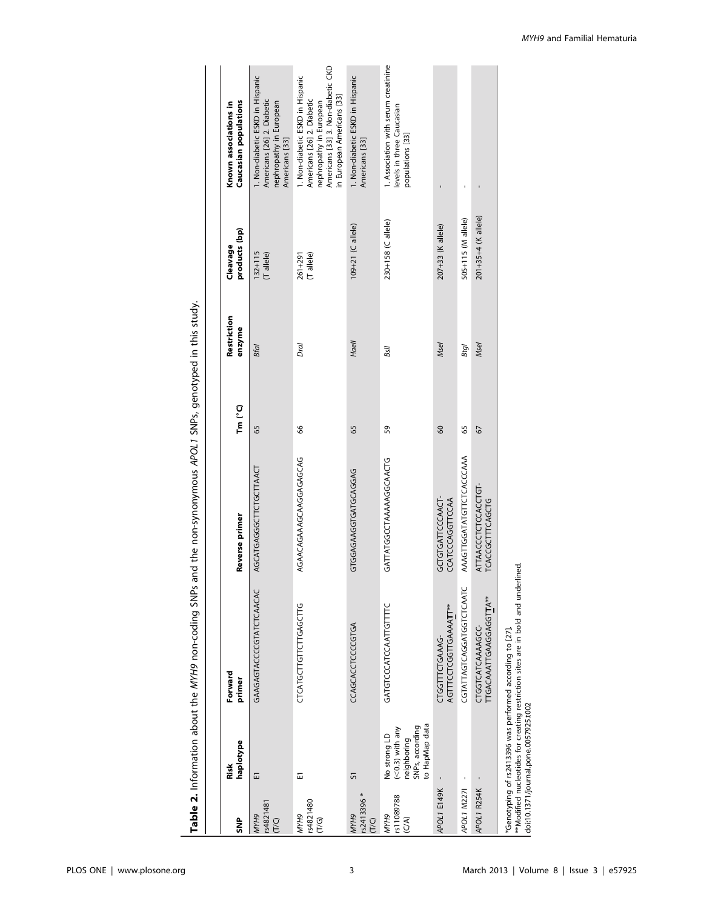**Table 2.** Information about the *MYH9* non-coding SNPs and the non-synonymous *APOL1* SNPs, genotyped in this study.

| SNP | Risk haplotype | Forward primer | Reverse primer | Tm (°C) | Restriction enzyme | Cleavage products (bp) | Known associations in Caucasian populations |
|---|---|---|---|---|---|---|---|
| *MYH9* rs4821481 (T/C) | E1 | GAAGAGTACCCCGTATCTCAACAC | AGCATGAGGCTTCTGCTTAACT | 65 | *BfaI* | 132+115 (T allele) | 1. Non-diabetic ESKD in Hispanic Americans [26] 2. Diabetic nephropathy in European Americans [33] |
| *MYH9* rs4821480 (T/G) | E1 | CTCATGCTTGTTCTTGAGCTTG | AGAACAGAAAGCAAGGAGAGCAG | 66 | *DraI* | 261+291 (T allele) | 1. Non-diabetic ESKD in Hispanic Americans [26] 2. Diabetic nephropathy in European Americans [33] 3. Non-diabetic CKD in European Americans [33] |
| *MYH9* rs2413396 * (T/C) | S1 | CCAGCACCTCCCCGTGA | GTGGAGAAGGTGATGCAGGAG | 65 | *HaeII* | 109+21 (C allele) | 1. Non-diabetic ESKD in Hispanic Americans [33] |
| *MYH9* rs11089788 (C/A) | No strong LD (<0.3) with any neighboring SNPs, according to HapMap data | GATGTCCCATCCAATTGTTTTC | GATTATGGCCTAAAAGGCAACTG | 59 | *BslI* | 230+158 (C allele) | 1. Association with serum creatinine levels in three Caucasian populations [33] |
| *APOL1* E149K | - | CTGGTTTCTGAAG-AGTTCCTCGGTTGAAAA**T**T** | GCTGTGATTCCCAACT-CCATCCCAGGTTCCAA | 60 | *MseI* | 207+33 (K allele) | - |
| *APOL1* M227I | - | CGTATTAGTCAGGATGGTCTCAATC | AAAGTTGGATATGTTCTCACCCAAA | 65 | *BtgI* | 505+115 (M allele) | - |
| *APOL1* R254K | - | CTGGTCATCAAAAGCC-TTGACAAATTGAAGGAGGT**T**A** | ATTAACCCTCTCCACCTGT-TCACCGCTTTCAGCTG | 67 | *MseI* | 201+35+4 (K allele) | - |

*Genotyping of rs2413396 was performed according to [27].
**Modified nucleotides for creating restriction sites are in bold and underlined.
doi:10.1371/journal.pone.0057925.t002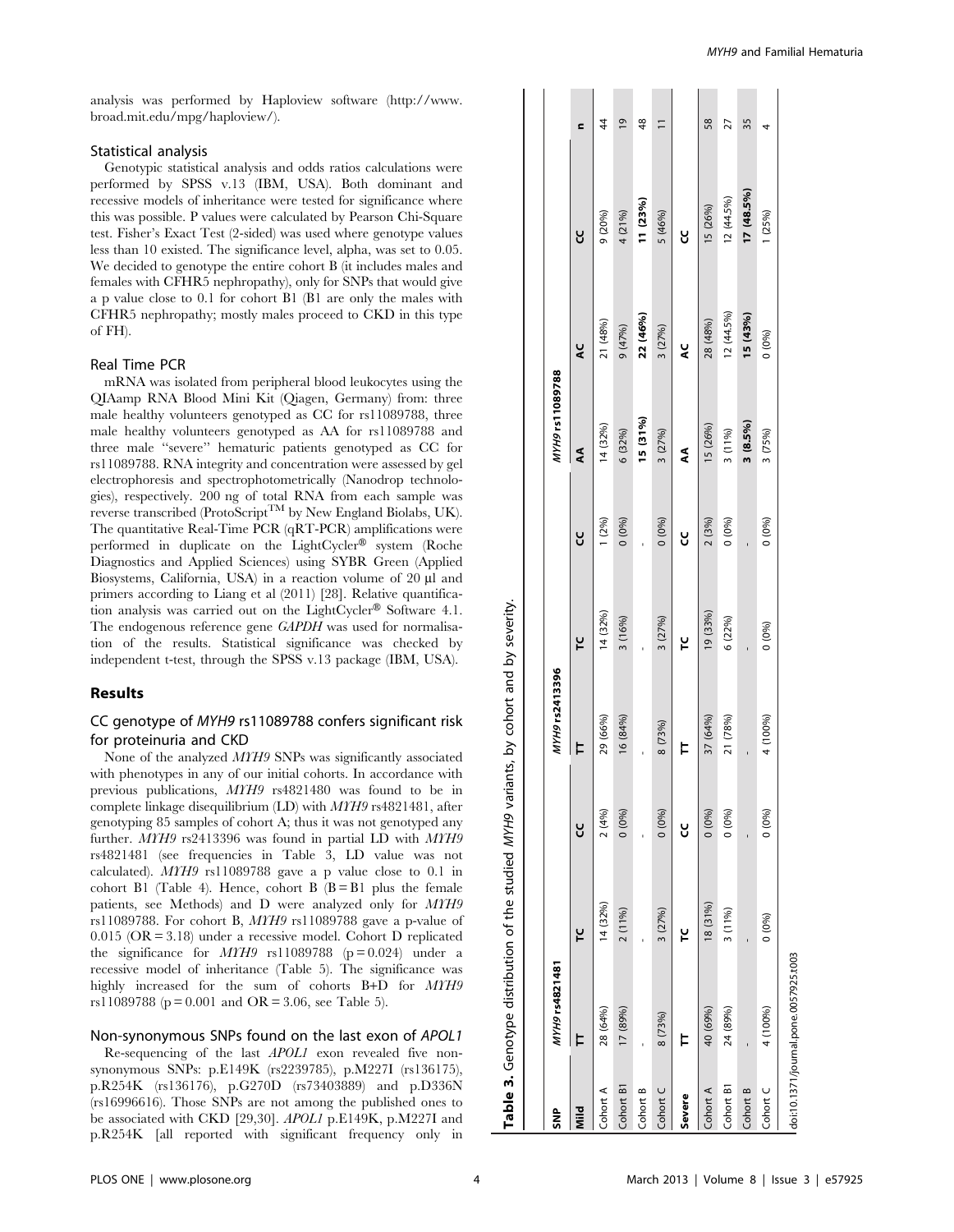analysis was performed by Haploview software (http://www.broad.mit.edu/mpg/haploview/).

### Statistical analysis

Genotypic statistical analysis and odds ratios calculations were performed by SPSS v.13 (IBM, USA). Both dominant and recessive models of inheritance were tested for significance where this was possible. P values were calculated by Pearson Chi-Square test. Fisher's Exact Test (2-sided) was used where genotype values less than 10 existed. The significance level, alpha, was set to 0.05. We decided to genotype the entire cohort B (it includes males and females with CFHR5 nephropathy), only for SNPs that would give a p value close to 0.1 for cohort B1 (B1 are only the males with CFHR5 nephropathy; mostly males proceed to CKD in this type of FH).

### Real Time PCR

mRNA was isolated from peripheral blood leukocytes using the QIAamp RNA Blood Mini Kit (Qiagen, Germany) from: three male healthy volunteers genotyped as CC for rs11089788, three male healthy volunteers genotyped as AA for rs11089788 and three male "severe" hematuric patients genotyped as CC for rs11089788. RNA integrity and concentration were assessed by gel electrophoresis and spectrophotometrically (Nanodrop technologies), respectively. 200 ng of total RNA from each sample was reverse transcribed (ProtoScript™ by New England Biolabs, UK). The quantitative Real-Time PCR (qRT-PCR) amplifications were performed in duplicate on the LightCycler® system (Roche Diagnostics and Applied Sciences) using SYBR Green (Applied Biosystems, California, USA) in a reaction volume of 20 µl and primers according to Liang et al (2011) [28]. Relative quantification analysis was carried out on the LightCycler® Software 4.1. The endogenous reference gene *GAPDH* was used for normalisation of the results. Statistical significance was checked by independent t-test, through the SPSS v.13 package (IBM, USA).

## Results

### CC genotype of *MYH9* rs11089788 confers significant risk for proteinuria and CKD

None of the analyzed *MYH9* SNPs was significantly associated with phenotypes in any of our initial cohorts. In accordance with previous publications, *MYH9* rs4821480 was found to be in complete linkage disequilibrium (LD) with *MYH9* rs4821481, after genotyping 85 samples of cohort A; thus it was not genotyped any further. *MYH9* rs2413396 was found in partial LD with *MYH9* rs4821481 (see frequencies in Table 3, LD value was not calculated). *MYH9* rs11089788 gave a p value close to 0.1 in cohort B1 (Table 4). Hence, cohort B (B = B1 plus the female patients, see Methods) and D were analyzed only for *MYH9* rs11089788. For cohort B, *MYH9* rs11089788 gave a p-value of 0.015 (OR = 3.18) under a recessive model. Cohort D replicated the significance for *MYH9* rs11089788 (p = 0.024) under a recessive model of inheritance (Table 5). The significance was highly increased for the sum of cohorts B+D for *MYH9* rs11089788 (p = 0.001 and OR = 3.06, see Table 5).

### Non-synonymous SNPs found on the last exon of *APOL1*

Re-sequencing of the last *APOL1* exon revealed five non-synonymous SNPs: p.E149K (rs2239785), p.M227I (rs136175), p.R254K (rs136176), p.G270D (rs73403889) and p.D336N (rs16996616). Those SNPs are not among the published ones to be associated with CKD [29,30]. *APOL1* p.E149K, p.M227I and p.R254K [all reported with significant frequency only in

**Table 3.** Genotype distribution of the studied *MYH9* variants, by cohort and by severity.

| SNP | *MYH9* rs4821481 | | | *MYH9* rs2413396 | | | *MYH9* rs11089788 | | | |
|---|---|---|---|---|---|---|---|---|---|---|
| **Mild** | **TT** | **TC** | **CC** | **TT** | **TC** | **CC** | **AA** | **AC** | **CC** | **n** |
| Cohort A | 28 (64%) | 14 (32%) | 2 (4%) | 29 (66%) | 14 (32%) | 1 (2%) | 14 (32%) | 21 (48%) | 9 (20%) | 44 |
| Cohort B1 | 17 (89%) | 2 (11%) | 0 (0%) | 16 (84%) | 3 (16%) | 0 (0%) | 6 (32%) | 9 (47%) | 4 (21%) | 19 |
| Cohort B | - | - | - | - | - | - | **15 (31%)** | **22 (46%)** | **11 (23%)** | 48 |
| Cohort C | 8 (73%) | 3 (27%) | 0 (0%) | 8 (73%) | 3 (27%) | 0 (0%) | 3 (27%) | 3 (27%) | 5 (46%) | 11 |
| **Severe** | **TT** | **TC** | **CC** | **TT** | **TC** | **CC** | **AA** | **AC** | **CC** | |
| Cohort A | 40 (69%) | 18 (31%) | 0 (0%) | 37 (64%) | 19 (33%) | 2 (3%) | 15 (26%) | 28 (48%) | 15 (26%) | 58 |
| Cohort B1 | 24 (89%) | 3 (11%) | 0 (0%) | 21 (78%) | 6 (22%) | 0 (0%) | 3 (11%) | 12 (44.5%) | 12 (44.5%) | 27 |
| Cohort B | - | - | - | - | - | - | **3 (8.5%)** | **15 (43%)** | **17 (48.5%)** | 35 |
| Cohort C | 4 (100%) | 0 (0%) | 0 (0%) | 4 (100%) | 0 (0%) | 0 (0%) | 3 (75%) | 0 (0%) | 1 (25%) | 4 |

doi:10.1371/journal.pone.0057925.t003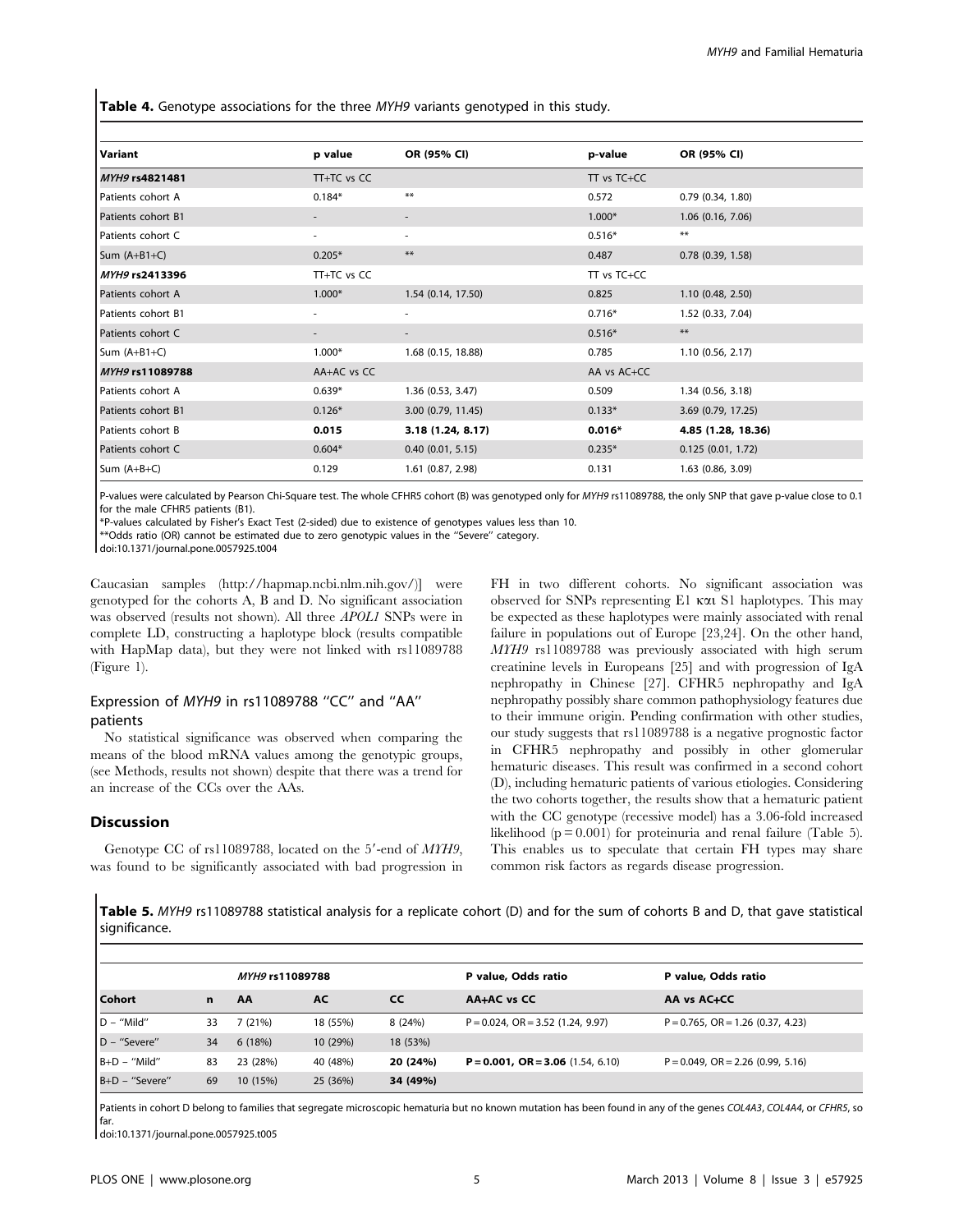**Table 4.** Genotype associations for the three *MYH9* variants genotyped in this study.

| Variant | p value | OR (95% CI) | p-value | OR (95% CI) |
|---|---|---|---|---|
| ***MYH9* rs4821481** | TT+TC vs CC | | TT vs TC+CC | |
| Patients cohort A | 0.184* | ** | 0.572 | 0.79 (0.34, 1.80) |
| Patients cohort B1 | - | - | 1.000* | 1.06 (0.16, 7.06) |
| Patients cohort C | - | - | 0.516* | ** |
| Sum (A+B1+C) | 0.205* | ** | 0.487 | 0.78 (0.39, 1.58) |
| ***MYH9* rs2413396** | TT+TC vs CC | | TT vs TC+CC | |
| Patients cohort A | 1.000* | 1.54 (0.14, 17.50) | 0.825 | 1.10 (0.48, 2.50) |
| Patients cohort B1 | - | - | 0.716* | 1.52 (0.33, 7.04) |
| Patients cohort C | - | - | 0.516* | ** |
| Sum (A+B1+C) | 1.000* | 1.68 (0.15, 18.88) | 0.785 | 1.10 (0.56, 2.17) |
| ***MYH9* rs11089788** | AA+AC vs CC | | AA vs AC+CC | |
| Patients cohort A | 0.639* | 1.36 (0.53, 3.47) | 0.509 | 1.34 (0.56, 3.18) |
| Patients cohort B1 | 0.126* | 3.00 (0.79, 11.45) | 0.133* | 3.69 (0.79, 17.25) |
| Patients cohort B | **0.015** | **3.18 (1.24, 8.17)** | **0.016*** | **4.85 (1.28, 18.36)** |
| Patients cohort C | 0.604* | 0.40 (0.01, 5.15) | 0.235* | 0.125 (0.01, 1.72) |
| Sum (A+B+C) | 0.129 | 1.61 (0.87, 2.98) | 0.131 | 1.63 (0.86, 3.09) |

P-values were calculated by Pearson Chi-Square test. The whole CFHR5 cohort (B) was genotyped only for *MYH9* rs11089788, the only SNP that gave p-value close to 0.1 for the male CFHR5 patients (B1).

*P-values calculated by Fisher's Exact Test (2-sided) due to existence of genotypes values less than 10.

**Odds ratio (OR) cannot be estimated due to zero genotypic values in the "Severe" category.

doi:10.1371/journal.pone.0057925.t004

Caucasian samples (http://hapmap.ncbi.nlm.nih.gov/)] were genotyped for the cohorts A, B and D. No significant association was observed (results not shown). All three *APOL1* SNPs were in complete LD, constructing a haplotype block (results compatible with HapMap data), but they were not linked with rs11089788 (Figure 1).

## Expression of *MYH9* in rs11089788 "CC" and "AA" patients

No statistical significance was observed when comparing the means of the blood mRNA values among the genotypic groups, (see Methods, results not shown) despite that there was a trend for an increase of the CCs over the AAs.

## Discussion

Genotype CC of rs11089788, located on the 5′-end of *MYH9*, was found to be significantly associated with bad progression in FH in two different cohorts. No significant association was observed for SNPs representing E1 και S1 haplotypes. This may be expected as these haplotypes were mainly associated with renal failure in populations out of Europe [23,24]. On the other hand, *MYH9* rs11089788 was previously associated with high serum creatinine levels in Europeans [25] and with progression of IgA nephropathy in Chinese [27]. CFHR5 nephropathy and IgA nephropathy possibly share common pathophysiology features due to their immune origin. Pending confirmation with other studies, our study suggests that rs11089788 is a negative prognostic factor in CFHR5 nephropathy and possibly in other glomerular hematuric diseases. This result was confirmed in a second cohort (D), including hematuric patients of various etiologies. Considering the two cohorts together, the results show that a hematuric patient with the CC genotype (recessive model) has a 3.06-fold increased likelihood ($p = 0.001$) for proteinuria and renal failure (Table 5). This enables us to speculate that certain FH types may share common risk factors as regards disease progression.

**Table 5.** *MYH9* rs11089788 statistical analysis for a replicate cohort (D) and for the sum of cohorts B and D, that gave statistical significance.

| | | *MYH9* rs11089788 | | | P value, Odds ratio | P value, Odds ratio |
|---|---|---|---|---|---|---|
| **Cohort** | **n** | **AA** | **AC** | **CC** | **AA+AC vs CC** | **AA vs AC+CC** |
| D – "Mild" | 33 | 7 (21%) | 18 (55%) | 8 (24%) | P = 0.024, OR = 3.52 (1.24, 9.97) | P = 0.765, OR = 1.26 (0.37, 4.23) |
| D – "Severe" | 34 | 6 (18%) | 10 (29%) | 18 (53%) | | |
| B+D – "Mild" | 83 | 23 (28%) | 40 (48%) | **20 (24%)** | **P = 0.001, OR = 3.06** (1.54, 6.10) | P = 0.049, OR = 2.26 (0.99, 5.16) |
| B+D – "Severe" | 69 | 10 (15%) | 25 (36%) | **34 (49%)** | | |

Patients in cohort D belong to families that segregate microscopic hematuria but no known mutation has been found in any of the genes *COL4A3*, *COL4A4*, or *CFHR5*, so far.

doi:10.1371/journal.pone.0057925.t005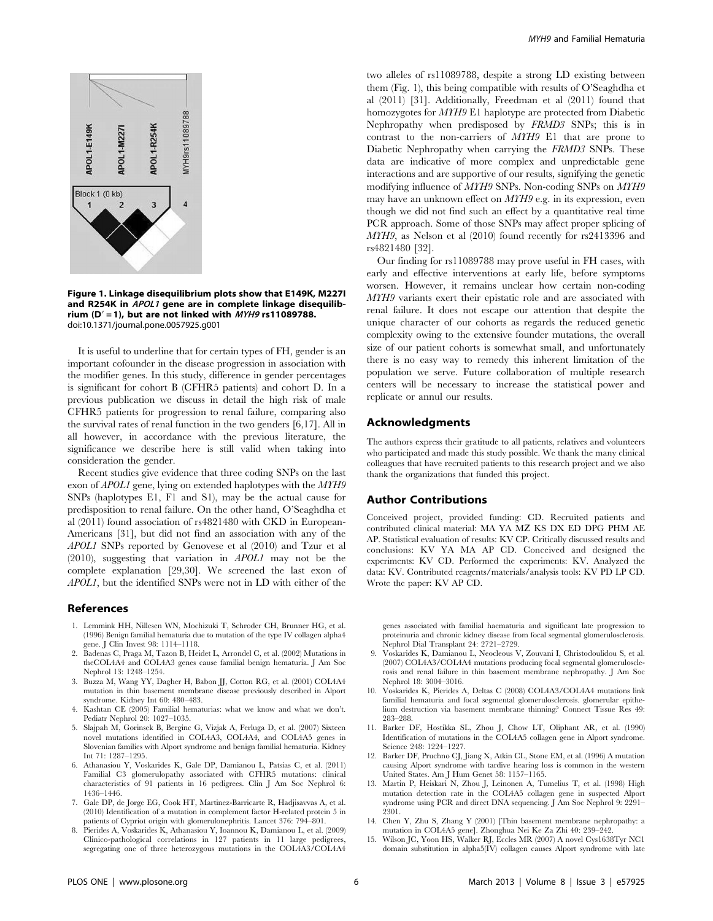APOL1-E149K
APOL1-M227I
APOL1-R254K
MYH9rs11089788
Block 1 (0 kb)
1 2 3 4

**Figure 1. Linkage disequilibrium plots show that E149K, M227I and R254K in *APOL1* gene are in complete linkage disequilibrium (D′ = 1), but are not linked with *MYH9* rs11089788.**
doi:10.1371/journal.pone.0057925.g001

It is useful to underline that for certain types of FH, gender is an important cofounder in the disease progression in association with the modifier genes. In this study, difference in gender percentages is significant for cohort B (CFHR5 patients) and cohort D. In a previous publication we discuss in detail the high risk of male CFHR5 patients for progression to renal failure, comparing also the survival rates of renal function in the two genders [6,17]. All in all however, in accordance with the previous literature, the significance we describe here is still valid when taking into consideration the gender.

Recent studies give evidence that three coding SNPs on the last exon of *APOL1* gene, lying on extended haplotypes with the *MYH9* SNPs (haplotypes E1, F1 and S1), may be the actual cause for predisposition to renal failure. On the other hand, O'Seaghdha et al (2011) found association of rs4821480 with CKD in European-Americans [31], but did not find an association with any of the *APOL1* SNPs reported by Genovese et al (2010) and Tzur et al (2010), suggesting that variation in *APOL1* may not be the complete explanation [29,30]. We screened the last exon of *APOL1*, but the identified SNPs were not in LD with either of the two alleles of rs11089788, despite a strong LD existing between them (Fig. 1), this being compatible with results of O'Seaghdha et al (2011) [31]. Additionally, Freedman et al (2011) found that homozygotes for *MYH9* E1 haplotype are protected from Diabetic Nephropathy when predisposed by *FRMD3* SNPs; this is in contrast to the non-carriers of *MYH9* E1 that are prone to Diabetic Nephropathy when carrying the *FRMD3* SNPs. These data are indicative of more complex and unpredictable gene interactions and are supportive of our results, signifying the genetic modifying influence of *MYH9* SNPs. Non-coding SNPs on *MYH9* may have an unknown effect on *MYH9* e.g. in its expression, even though we did not find such an effect by a quantitative real time PCR approach. Some of those SNPs may affect proper splicing of *MYH9*, as Nelson et al (2010) found recently for rs2413396 and rs4821480 [32].

Our finding for rs11089788 may prove useful in FH cases, with early and effective interventions at early life, before symptoms worsen. However, it remains unclear how certain non-coding *MYH9* variants exert their epistatic role and are associated with renal failure. It does not escape our attention that despite the unique character of our cohorts as regards the reduced genetic complexity owing to the extensive founder mutations, the overall size of our patient cohorts is somewhat small, and unfortunately there is no easy way to remedy this inherent limitation of the population we serve. Future collaboration of multiple research centers will be necessary to increase the statistical power and replicate or annul our results.

## Acknowledgments

The authors express their gratitude to all patients, relatives and volunteers who participated and made this study possible. We thank the many clinical colleagues that have recruited patients to this research project and we also thank the organizations that funded this project.

## Author Contributions

Conceived project, provided funding: CD. Recruited patients and contributed clinical material: MA YA MZ KS DX ED DPG PHM AE AP. Statistical evaluation of results: KV CP. Critically discussed results and conclusions: KV YA MA AP CD. Conceived and designed the experiments: KV CD. Performed the experiments: KV. Analyzed the data: KV. Contributed reagents/materials/analysis tools: KV PD LP CD. Wrote the paper: KV AP CD.

## References

1. Lemmink HH, Nillesen WN, Mochizuki T, Schroder CH, Brunner HG, et al. (1996) Benign familial hematuria due to mutation of the type IV collagen alpha4 gene. J Clin Invest 98: 1114–1118.
2. Badenas C, Praga M, Tazon B, Heidet L, Arrondel C, et al. (2002) Mutations in theCOL4A4 and COL4A3 genes cause familial benign hematuria. J Am Soc Nephrol 13: 1248–1254.
3. Buzza M, Wang YY, Dagher H, Babon JJ, Cotton RG, et al. (2001) COL4A4 mutation in thin basement membrane disease previously described in Alport syndrome. Kidney Int 60: 480–483.
4. Kashtan CE (2005) Familial hematurias: what we know and what we don't. Pediatr Nephrol 20: 1027–1035.
5. Slajpah M, Gorinsek B, Berginc G, Vizjak A, Ferluga D, et al. (2007) Sixteen novel mutations identified in COL4A3, COL4A4, and COL4A5 genes in Slovenian families with Alport syndrome and benign familial hematuria. Kidney Int 71: 1287–1295.
6. Athanasiou Y, Voskarides K, Gale DP, Damianou L, Patsias C, et al. (2011) Familial C3 glomerulopathy associated with CFHR5 mutations: clinical characteristics of 91 patients in 16 pedigrees. Clin J Am Soc Nephrol 6: 1436–1446.
7. Gale DP, de Jorge EG, Cook HT, Martinez-Barricarte R, Hadjisavvas A, et al. (2010) Identification of a mutation in complement factor H-related protein 5 in patients of Cypriot origin with glomerulonephritis. Lancet 376: 794–801.
8. Pierides A, Voskarides K, Athanasiou Y, Ioannou K, Damianou L, et al. (2009) Clinico-pathological correlations in 127 patients in 11 large pedigrees, segregating one of three heterozygous mutations in the COL4A3/COL4A4 genes associated with familial haematuria and significant late progression to proteinuria and chronic kidney disease from focal segmental glomerulosclerosis. Nephrol Dial Transplant 24: 2721–2729.
9. Voskarides K, Damianou L, Neocleous V, Zouvani I, Christodoulidou S, et al. (2007) COL4A3/COL4A4 mutations producing focal segmental glomerulosclerosis and renal failure in thin basement membrane nephropathy. J Am Soc Nephrol 18: 3004–3016.
10. Voskarides K, Pierides A, Deltas C (2008) COL4A3/COL4A4 mutations link familial hematuria and focal segmental glomerulosclerosis. glomerular epithelium destruction via basement membrane thinning? Connect Tissue Res 49: 283–288.
11. Barker DF, Hostikka SL, Zhou J, Chow LT, Oliphant AR, et al. (1990) Identification of mutations in the COL4A5 collagen gene in Alport syndrome. Science 248: 1224–1227.
12. Barker DF, Pruchno CJ, Jiang X, Atkin CL, Stone EM, et al. (1996) A mutation causing Alport syndrome with tardive hearing loss is common in the western United States. Am J Hum Genet 58: 1157–1165.
13. Martin P, Heiskari N, Zhou J, Leinonen A, Tumelius T, et al. (1998) High mutation detection rate in the COL4A5 collagen gene in suspected Alport syndrome using PCR and direct DNA sequencing. J Am Soc Nephrol 9: 2291–2301.
14. Chen Y, Zhu S, Zhang Y (2001) [Thin basement membrane nephropathy: a mutation in COL4A5 gene]. Zhonghua Nei Ke Za Zhi 40: 239–242.
15. Wilson JC, Yoon HS, Walker RJ, Eccles MR (2007) A novel Cys1638Tyr NC1 domain substitution in alpha5(IV) collagen causes Alport syndrome with late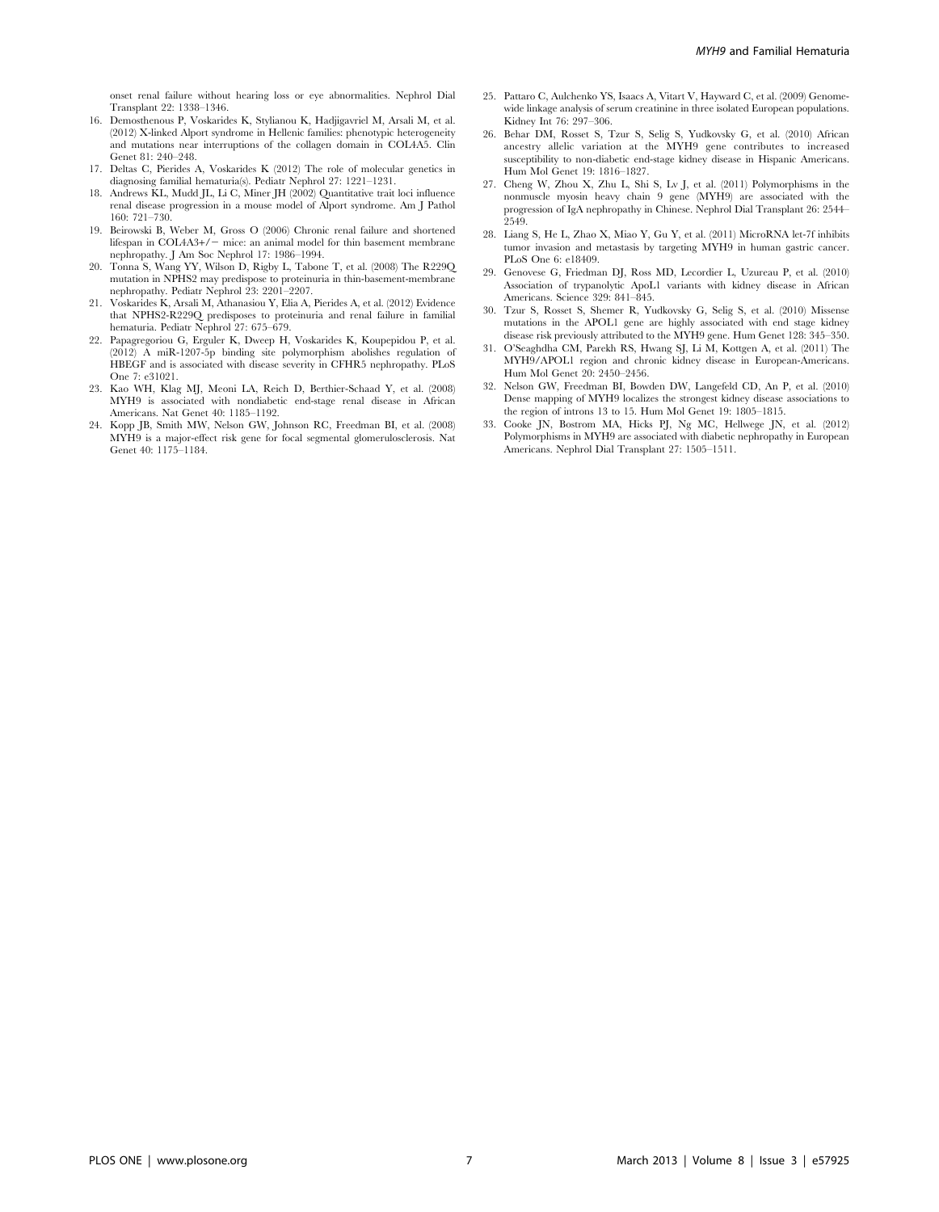onset renal failure without hearing loss or eye abnormalities. Nephrol Dial Transplant 22: 1338–1346.

16. Demosthenous P, Voskarides K, Stylianou K, Hadjigavriel M, Arsali M, et al. (2012) X-linked Alport syndrome in Hellenic families: phenotypic heterogeneity and mutations near interruptions of the collagen domain in COL4A5. Clin Genet 81: 240–248.
17. Deltas C, Pierides A, Voskarides K (2012) The role of molecular genetics in diagnosing familial hematuria(s). Pediatr Nephrol 27: 1221–1231.
18. Andrews KL, Mudd JL, Li C, Miner JH (2002) Quantitative trait loci influence renal disease progression in a mouse model of Alport syndrome. Am J Pathol 160: 721–730.
19. Beirowski B, Weber M, Gross O (2006) Chronic renal failure and shortened lifespan in COL4A3+/− mice: an animal model for thin basement membrane nephropathy. J Am Soc Nephrol 17: 1986–1994.
20. Tonna S, Wang YY, Wilson D, Rigby L, Tabone T, et al. (2008) The R229Q mutation in NPHS2 may predispose to proteinuria in thin-basement-membrane nephropathy. Pediatr Nephrol 23: 2201–2207.
21. Voskarides K, Arsali M, Athanasiou Y, Elia A, Pierides A, et al. (2012) Evidence that NPHS2-R229Q predisposes to proteinuria and renal failure in familial hematuria. Pediatr Nephrol 27: 675–679.
22. Papagregoriou G, Erguler K, Dweep H, Voskarides K, Koupepidou P, et al. (2012) A miR-1207-5p binding site polymorphism abolishes regulation of HBEGF and is associated with disease severity in CFHR5 nephropathy. PLoS One 7: e31021.
23. Kao WH, Klag MJ, Meoni LA, Reich D, Berthier-Schaad Y, et al. (2008) MYH9 is associated with nondiabetic end-stage renal disease in African Americans. Nat Genet 40: 1185–1192.
24. Kopp JB, Smith MW, Nelson GW, Johnson RC, Freedman BI, et al. (2008) MYH9 is a major-effect risk gene for focal segmental glomerulosclerosis. Nat Genet 40: 1175–1184.
25. Pattaro C, Aulchenko YS, Isaacs A, Vitart V, Hayward C, et al. (2009) Genome-wide linkage analysis of serum creatinine in three isolated European populations. Kidney Int 76: 297–306.
26. Behar DM, Rosset S, Tzur S, Selig S, Yudkovsky G, et al. (2010) African ancestry allelic variation at the MYH9 gene contributes to increased susceptibility to non-diabetic end-stage kidney disease in Hispanic Americans. Hum Mol Genet 19: 1816–1827.
27. Cheng W, Zhou X, Zhu L, Shi S, Lv J, et al. (2011) Polymorphisms in the nonmuscle myosin heavy chain 9 gene (MYH9) are associated with the progression of IgA nephropathy in Chinese. Nephrol Dial Transplant 26: 2544–2549.
28. Liang S, He L, Zhao X, Miao Y, Gu Y, et al. (2011) MicroRNA let-7f inhibits tumor invasion and metastasis by targeting MYH9 in human gastric cancer. PLoS One 6: e18409.
29. Genovese G, Friedman DJ, Ross MD, Lecordier L, Uzureau P, et al. (2010) Association of trypanolytic ApoL1 variants with kidney disease in African Americans. Science 329: 841–845.
30. Tzur S, Rosset S, Shemer R, Yudkovsky G, Selig S, et al. (2010) Missense mutations in the APOL1 gene are highly associated with end stage kidney disease risk previously attributed to the MYH9 gene. Hum Genet 128: 345–350.
31. O'Seaghdha CM, Parekh RS, Hwang SJ, Li M, Kottgen A, et al. (2011) The MYH9/APOL1 region and chronic kidney disease in European-Americans. Hum Mol Genet 20: 2450–2456.
32. Nelson GW, Freedman BI, Bowden DW, Langefeld CD, An P, et al. (2010) Dense mapping of MYH9 localizes the strongest kidney disease associations to the region of introns 13 to 15. Hum Mol Genet 19: 1805–1815.
33. Cooke JN, Bostrom MA, Hicks PJ, Ng MC, Hellwege JN, et al. (2012) Polymorphisms in MYH9 are associated with diabetic nephropathy in European Americans. Nephrol Dial Transplant 27: 1505–1511.